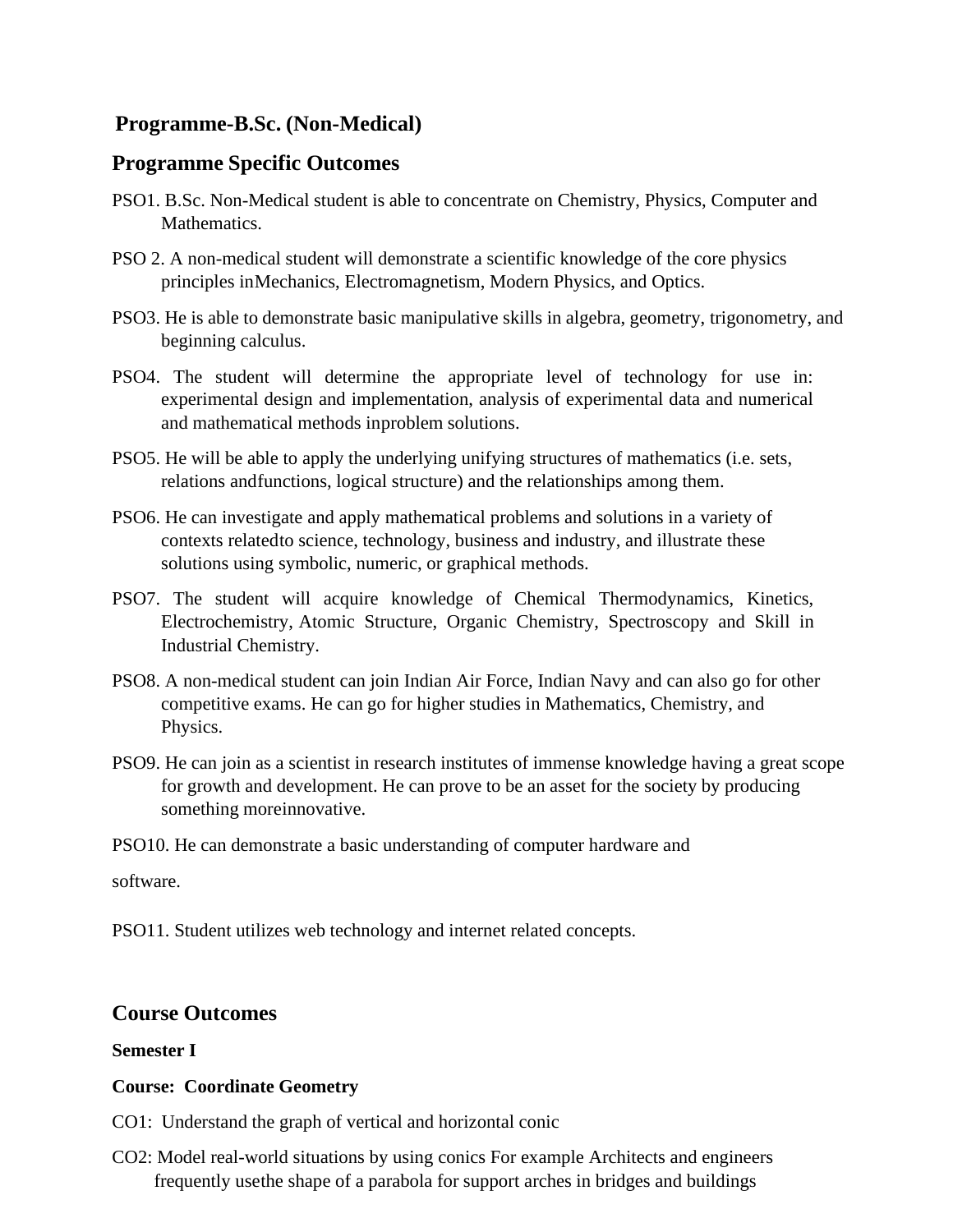## Programme-B.Sc. (Non-Medical)

## Programme Specific Outcomes

PSO1. B.Sc. Non-Medical student is able to concentrate on Chemistry, Physics, Computer and Mathematics.

PSO 2. A non-medical student will demonstrate a scientific knowledge of the core physics principles inMechanics, Electromagnetism, Modern Physics, and Optics.

PSO3. He is able to demonstrate basic manipulative skills in algebra, geometry, trigonometry, and beginning calculus.

PSO4. The student will determine the appropriate level of technology for use in: experimental design and implementation, analysis of experimental data and numerical and mathematical methods inproblem solutions.

PSO5. He will be able to apply the underlying unifying structures of mathematics (i.e. sets, relations andfunctions, logical structure) and the relationships among them.

PSO6. He can investigate and apply mathematical problems and solutions in a variety of contexts relatedto science, technology, business and industry, and illustrate these solutions using symbolic, numeric, or graphical methods.

PSO7. The student will acquire knowledge of Chemical Thermodynamics, Kinetics, Electrochemistry, Atomic Structure, Organic Chemistry, Spectroscopy and Skill in Industrial Chemistry.

PSO8. A non-medical student can join Indian Air Force, Indian Navy and can also go for other competitive exams. He can go for higher studies in Mathematics, Chemistry, and Physics.

PSO9. He can join as a scientist in research institutes of immense knowledge having a great scope for growth and development. He can prove to be an asset for the society by producing something moreinnovative.

PSO10. He can demonstrate a basic understanding of computer hardware and

software.

PSO11. Student utilizes web technology and internet related concepts.

## Course Outcomes

**Semester I**

**Course: Coordinate Geometry**

CO1: Understand the graph of vertical and horizontal conic

CO2: Model real-world situations by using conics For example Architects and engineers frequently usethe shape of a parabola for support arches in bridges and buildings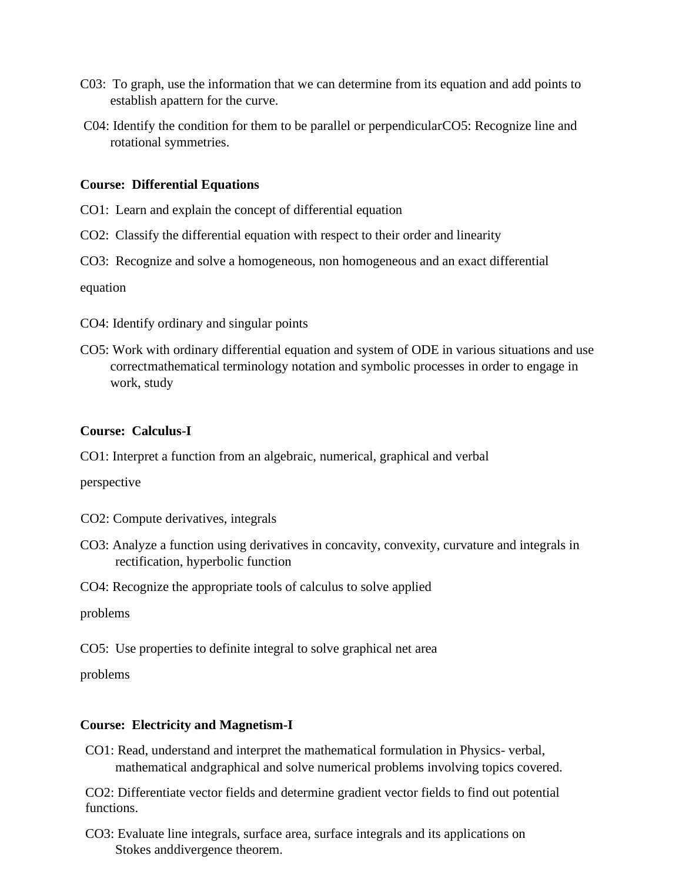C03: To graph, use the information that we can determine from its equation and add points to establish apattern for the curve.

C04: Identify the condition for them to be parallel or perpendicularCO5: Recognize line and rotational symmetries.

**Course: Differential Equations**

CO1: Learn and explain the concept of differential equation

CO2: Classify the differential equation with respect to their order and linearity

CO3: Recognize and solve a homogeneous, non homogeneous and an exact differential equation

CO4: Identify ordinary and singular points

CO5: Work with ordinary differential equation and system of ODE in various situations and use correctmathematical terminology notation and symbolic processes in order to engage in work, study

**Course: Calculus-I**

CO1: Interpret a function from an algebraic, numerical, graphical and verbal perspective

CO2: Compute derivatives, integrals

CO3: Analyze a function using derivatives in concavity, convexity, curvature and integrals in rectification, hyperbolic function

CO4: Recognize the appropriate tools of calculus to solve applied problems

CO5: Use properties to definite integral to solve graphical net area problems

**Course: Electricity and Magnetism-I**

CO1: Read, understand and interpret the mathematical formulation in Physics- verbal, mathematical andgraphical and solve numerical problems involving topics covered.

CO2: Differentiate vector fields and determine gradient vector fields to find out potential functions.

CO3: Evaluate line integrals, surface area, surface integrals and its applications on Stokes anddivergence theorem.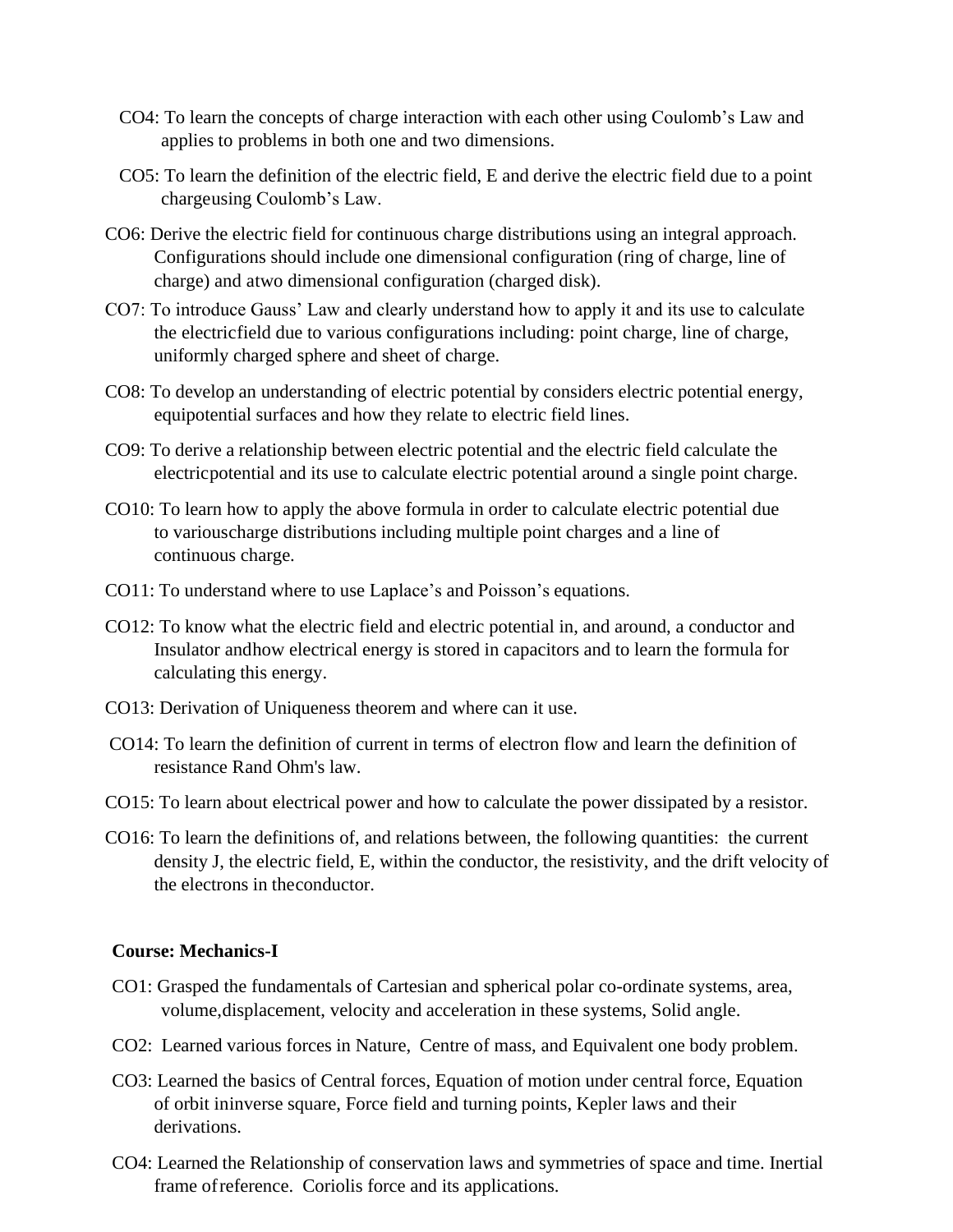CO4: To learn the concepts of charge interaction with each other using Coulomb's Law and applies to problems in both one and two dimensions.

CO5: To learn the definition of the electric field, E and derive the electric field due to a point chargeusing Coulomb's Law.

CO6: Derive the electric field for continuous charge distributions using an integral approach. Configurations should include one dimensional configuration (ring of charge, line of charge) and atwo dimensional configuration (charged disk).

CO7: To introduce Gauss' Law and clearly understand how to apply it and its use to calculate the electricfield due to various configurations including: point charge, line of charge, uniformly charged sphere and sheet of charge.

CO8: To develop an understanding of electric potential by considers electric potential energy, equipotential surfaces and how they relate to electric field lines.

CO9: To derive a relationship between electric potential and the electric field calculate the electricpotential and its use to calculate electric potential around a single point charge.

CO10: To learn how to apply the above formula in order to calculate electric potential due to variouscharge distributions including multiple point charges and a line of continuous charge.

CO11: To understand where to use Laplace's and Poisson's equations.

CO12: To know what the electric field and electric potential in, and around, a conductor and Insulator andhow electrical energy is stored in capacitors and to learn the formula for calculating this energy.

CO13: Derivation of Uniqueness theorem and where can it use.

CO14: To learn the definition of current in terms of electron flow and learn the definition of resistance Rand Ohm's law.

CO15: To learn about electrical power and how to calculate the power dissipated by a resistor.

CO16: To learn the definitions of, and relations between, the following quantities: the current density J, the electric field, E, within the conductor, the resistivity, and the drift velocity of the electrons in theconductor.

**Course: Mechanics-I**

CO1: Grasped the fundamentals of Cartesian and spherical polar co-ordinate systems, area, volume,displacement, velocity and acceleration in these systems, Solid angle.

CO2: Learned various forces in Nature, Centre of mass, and Equivalent one body problem.

CO3: Learned the basics of Central forces, Equation of motion under central force, Equation of orbit ininverse square, Force field and turning points, Kepler laws and their derivations.

CO4: Learned the Relationship of conservation laws and symmetries of space and time. Inertial frame ofreference. Coriolis force and its applications.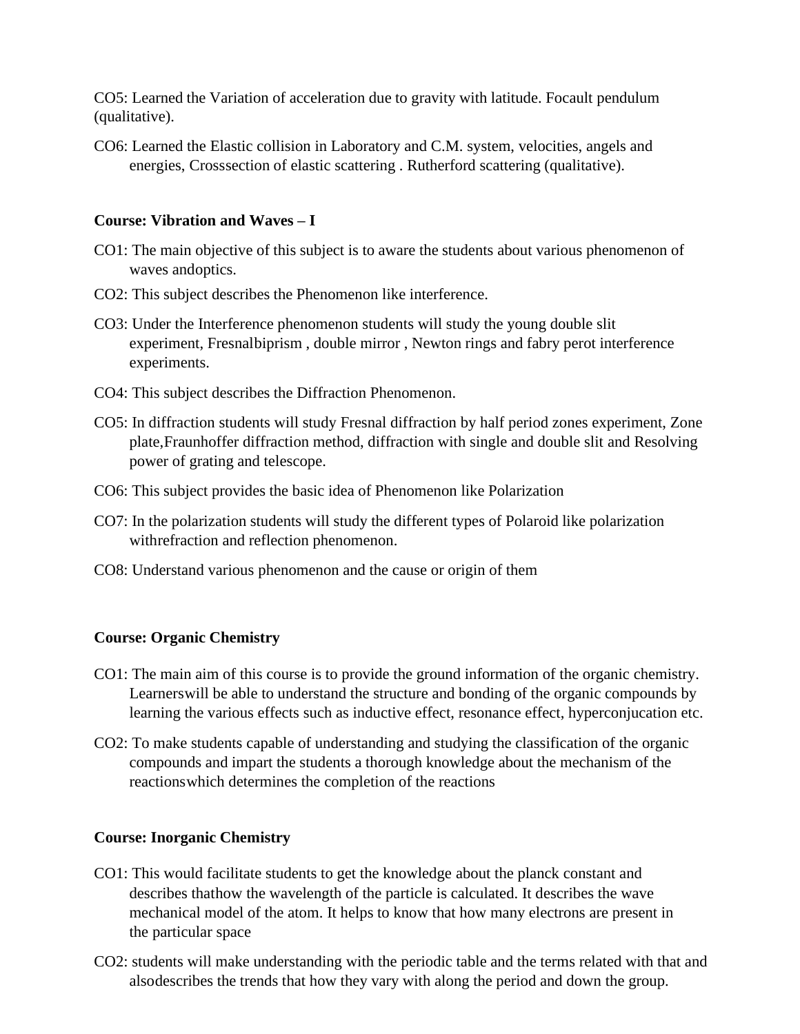CO5: Learned the Variation of acceleration due to gravity with latitude. Focault pendulum (qualitative).

CO6: Learned the Elastic collision in Laboratory and C.M. system, velocities, angels and energies, Crosssection of elastic scattering . Rutherford scattering (qualitative).

**Course: Vibration and Waves – I**

CO1: The main objective of this subject is to aware the students about various phenomenon of waves andoptics.

CO2: This subject describes the Phenomenon like interference.

CO3: Under the Interference phenomenon students will study the young double slit experiment, Fresnalbiprism , double mirror , Newton rings and fabry perot interference experiments.

CO4: This subject describes the Diffraction Phenomenon.

CO5: In diffraction students will study Fresnal diffraction by half period zones experiment, Zone plate,Fraunhoffer diffraction method, diffraction with single and double slit and Resolving power of grating and telescope.

CO6: This subject provides the basic idea of Phenomenon like Polarization

CO7: In the polarization students will study the different types of Polaroid like polarization withrefraction and reflection phenomenon.

CO8: Understand various phenomenon and the cause or origin of them

**Course: Organic Chemistry**

CO1: The main aim of this course is to provide the ground information of the organic chemistry. Learnerswill be able to understand the structure and bonding of the organic compounds by learning the various effects such as inductive effect, resonance effect, hyperconjucation etc.

CO2: To make students capable of understanding and studying the classification of the organic compounds and impart the students a thorough knowledge about the mechanism of the reactionswhich determines the completion of the reactions

**Course: Inorganic Chemistry**

CO1: This would facilitate students to get the knowledge about the planck constant and describes thathow the wavelength of the particle is calculated. It describes the wave mechanical model of the atom. It helps to know that how many electrons are present in the particular space

CO2: students will make understanding with the periodic table and the terms related with that and alsodescribes the trends that how they vary with along the period and down the group.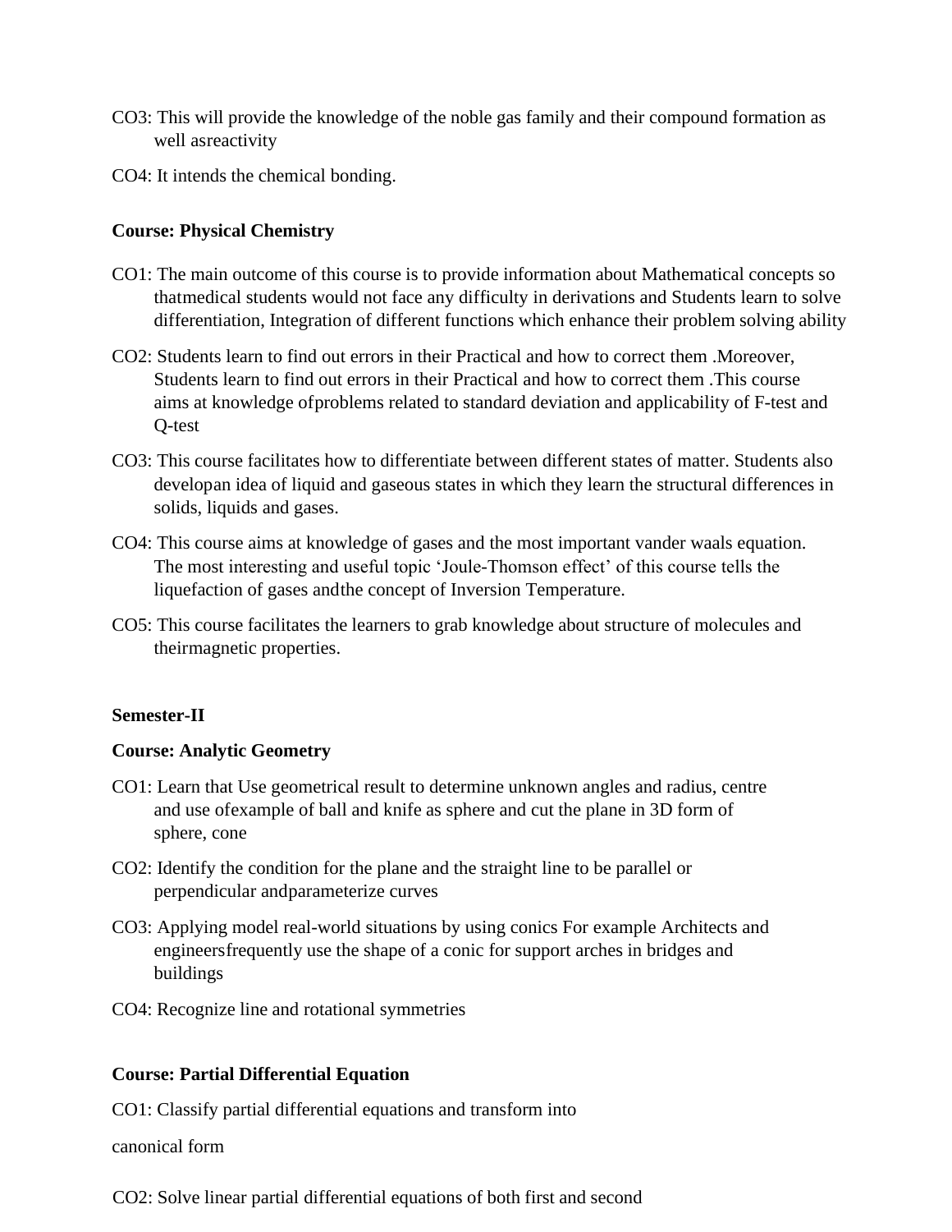CO3: This will provide the knowledge of the noble gas family and their compound formation as well asreactivity

CO4: It intends the chemical bonding.

**Course: Physical Chemistry**

CO1: The main outcome of this course is to provide information about Mathematical concepts so thatmedical students would not face any difficulty in derivations and Students learn to solve differentiation, Integration of different functions which enhance their problem solving ability

CO2: Students learn to find out errors in their Practical and how to correct them .Moreover, Students learn to find out errors in their Practical and how to correct them .This course aims at knowledge ofproblems related to standard deviation and applicability of F-test and Q-test

CO3: This course facilitates how to differentiate between different states of matter. Students also developan idea of liquid and gaseous states in which they learn the structural differences in solids, liquids and gases.

CO4: This course aims at knowledge of gases and the most important vander waals equation. The most interesting and useful topic 'Joule-Thomson effect' of this course tells the liquefaction of gases andthe concept of Inversion Temperature.

CO5: This course facilitates the learners to grab knowledge about structure of molecules and theirmagnetic properties.

**Semester-II**

**Course: Analytic Geometry**

CO1: Learn that Use geometrical result to determine unknown angles and radius, centre and use ofexample of ball and knife as sphere and cut the plane in 3D form of sphere, cone

CO2: Identify the condition for the plane and the straight line to be parallel or perpendicular andparameterize curves

CO3: Applying model real-world situations by using conics For example Architects and engineersfrequently use the shape of a conic for support arches in bridges and buildings

CO4: Recognize line and rotational symmetries

**Course: Partial Differential Equation**

CO1: Classify partial differential equations and transform into

canonical form

CO2: Solve linear partial differential equations of both first and second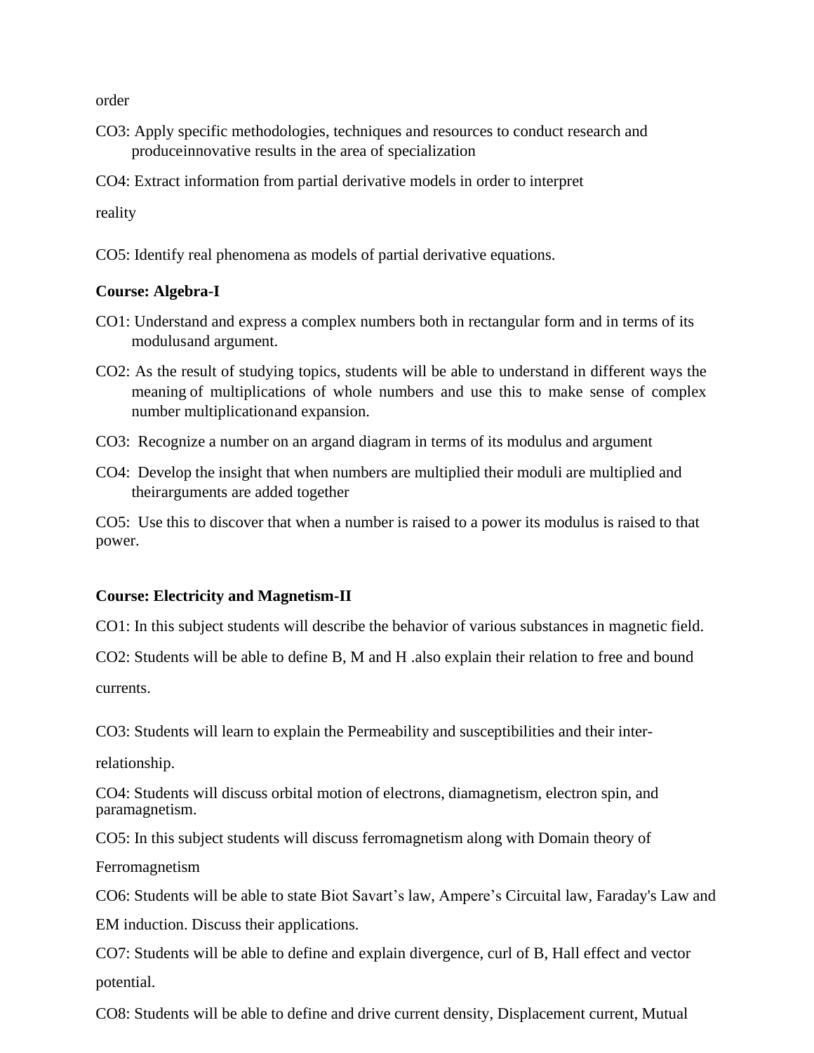order

CO3: Apply specific methodologies, techniques and resources to conduct research and produceinnovative results in the area of specialization

CO4: Extract information from partial derivative models in order to interpret

reality

CO5: Identify real phenomena as models of partial derivative equations.

**Course: Algebra-I**

CO1: Understand and express a complex numbers both in rectangular form and in terms of its modulusand argument.

CO2: As the result of studying topics, students will be able to understand in different ways the meaning of multiplications of whole numbers and use this to make sense of complex number multiplicationand expansion.

CO3: Recognize a number on an argand diagram in terms of its modulus and argument

CO4: Develop the insight that when numbers are multiplied their moduli are multiplied and theirarguments are added together

CO5: Use this to discover that when a number is raised to a power its modulus is raised to that power.

**Course: Electricity and Magnetism-II**

CO1: In this subject students will describe the behavior of various substances in magnetic field.

CO2: Students will be able to define B, M and H .also explain their relation to free and bound

currents.

CO3: Students will learn to explain the Permeability and susceptibilities and their inter-

relationship.

CO4: Students will discuss orbital motion of electrons, diamagnetism, electron spin, and paramagnetism.

CO5: In this subject students will discuss ferromagnetism along with Domain theory of

Ferromagnetism

CO6: Students will be able to state Biot Savart's law, Ampere's Circuital law, Faraday's Law and

EM induction. Discuss their applications.

CO7: Students will be able to define and explain divergence, curl of B, Hall effect and vector

potential.

CO8: Students will be able to define and drive current density, Displacement current, Mutual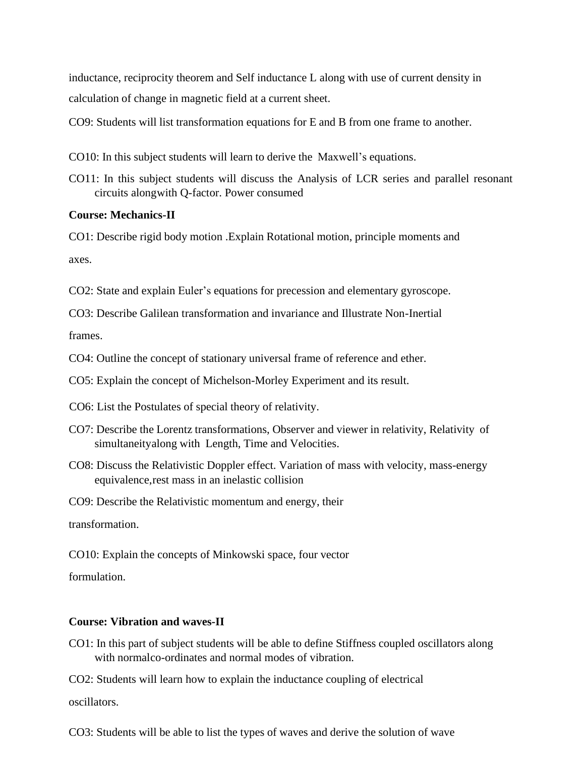inductance, reciprocity theorem and Self inductance L along with use of current density in calculation of change in magnetic field at a current sheet.

CO9: Students will list transformation equations for E and B from one frame to another.

CO10: In this subject students will learn to derive the Maxwell's equations.

CO11: In this subject students will discuss the Analysis of LCR series and parallel resonant circuits alongwith Q-factor. Power consumed

**Course: Mechanics-II**

CO1: Describe rigid body motion .Explain Rotational motion, principle moments and axes.

CO2: State and explain Euler's equations for precession and elementary gyroscope.

CO3: Describe Galilean transformation and invariance and Illustrate Non-Inertial frames.

CO4: Outline the concept of stationary universal frame of reference and ether.

CO5: Explain the concept of Michelson-Morley Experiment and its result.

CO6: List the Postulates of special theory of relativity.

CO7: Describe the Lorentz transformations, Observer and viewer in relativity, Relativity of simultaneityalong with Length, Time and Velocities.

CO8: Discuss the Relativistic Doppler effect. Variation of mass with velocity, mass-energy equivalence,rest mass in an inelastic collision

CO9: Describe the Relativistic momentum and energy, their transformation.

CO10: Explain the concepts of Minkowski space, four vector formulation.

**Course: Vibration and waves-II**

CO1: In this part of subject students will be able to define Stiffness coupled oscillators along with normalco-ordinates and normal modes of vibration.

CO2: Students will learn how to explain the inductance coupling of electrical oscillators.

CO3: Students will be able to list the types of waves and derive the solution of wave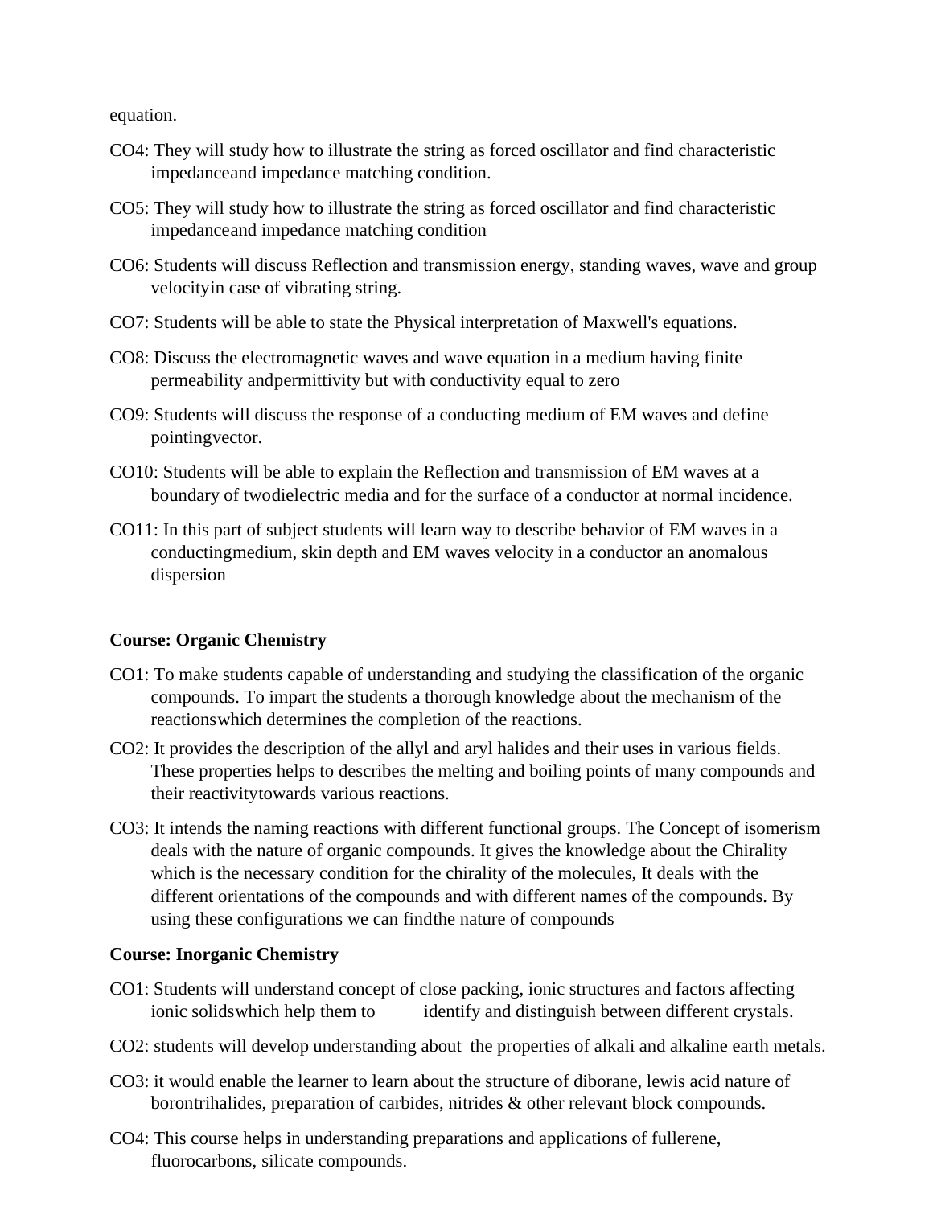equation.

CO4: They will study how to illustrate the string as forced oscillator and find characteristic impedanceand impedance matching condition.

CO5: They will study how to illustrate the string as forced oscillator and find characteristic impedanceand impedance matching condition

CO6: Students will discuss Reflection and transmission energy, standing waves, wave and group velocityin case of vibrating string.

CO7: Students will be able to state the Physical interpretation of Maxwell's equations.

CO8: Discuss the electromagnetic waves and wave equation in a medium having finite permeability andpermittivity but with conductivity equal to zero

CO9: Students will discuss the response of a conducting medium of EM waves and define pointingvector.

CO10: Students will be able to explain the Reflection and transmission of EM waves at a boundary of twodielectric media and for the surface of a conductor at normal incidence.

CO11: In this part of subject students will learn way to describe behavior of EM waves in a conductingmedium, skin depth and EM waves velocity in a conductor an anomalous dispersion

**Course: Organic Chemistry**

CO1: To make students capable of understanding and studying the classification of the organic compounds. To impart the students a thorough knowledge about the mechanism of the reactionswhich determines the completion of the reactions.

CO2: It provides the description of the allyl and aryl halides and their uses in various fields. These properties helps to describes the melting and boiling points of many compounds and their reactivitytowards various reactions.

CO3: It intends the naming reactions with different functional groups. The Concept of isomerism deals with the nature of organic compounds. It gives the knowledge about the Chirality which is the necessary condition for the chirality of the molecules, It deals with the different orientations of the compounds and with different names of the compounds. By using these configurations we can findthe nature of compounds

**Course: Inorganic Chemistry**

CO1: Students will understand concept of close packing, ionic structures and factors affecting ionic solidswhich help them to identify and distinguish between different crystals.

CO2: students will develop understanding about the properties of alkali and alkaline earth metals.

CO3: it would enable the learner to learn about the structure of diborane, lewis acid nature of borontrihalides, preparation of carbides, nitrides & other relevant block compounds.

CO4: This course helps in understanding preparations and applications of fullerene, fluorocarbons, silicate compounds.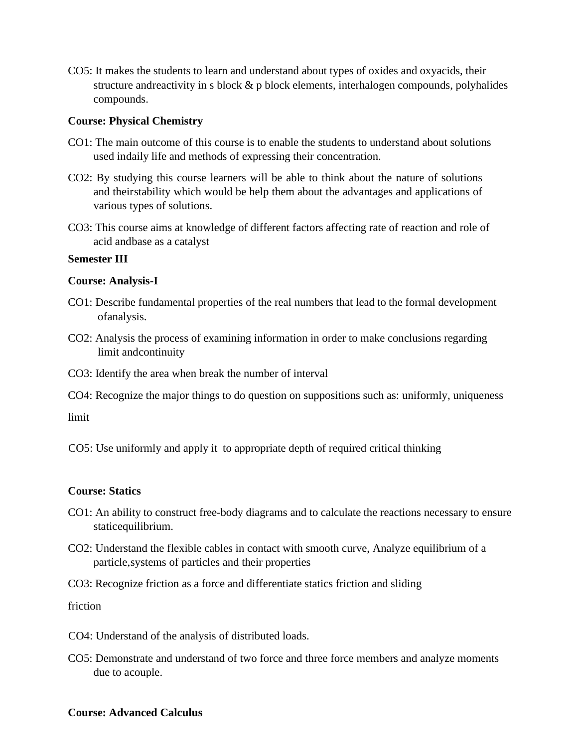CO5: It makes the students to learn and understand about types of oxides and oxyacids, their structure andreactivity in s block & p block elements, interhalogen compounds, polyhalides compounds.

**Course: Physical Chemistry**

CO1: The main outcome of this course is to enable the students to understand about solutions used indaily life and methods of expressing their concentration.

CO2: By studying this course learners will be able to think about the nature of solutions and theirstability which would be help them about the advantages and applications of various types of solutions.

CO3: This course aims at knowledge of different factors affecting rate of reaction and role of acid andbase as a catalyst

**Semester III**

**Course: Analysis-I**

CO1: Describe fundamental properties of the real numbers that lead to the formal development ofanalysis.

CO2: Analysis the process of examining information in order to make conclusions regarding limit andcontinuity

CO3: Identify the area when break the number of interval

CO4: Recognize the major things to do question on suppositions such as: uniformly, uniqueness

limit

CO5: Use uniformly and apply it to appropriate depth of required critical thinking

**Course: Statics**

CO1: An ability to construct free-body diagrams and to calculate the reactions necessary to ensure staticequilibrium.

CO2: Understand the flexible cables in contact with smooth curve, Analyze equilibrium of a particle,systems of particles and their properties

CO3: Recognize friction as a force and differentiate statics friction and sliding

friction

CO4: Understand of the analysis of distributed loads.

CO5: Demonstrate and understand of two force and three force members and analyze moments due to acouple.

**Course: Advanced Calculus**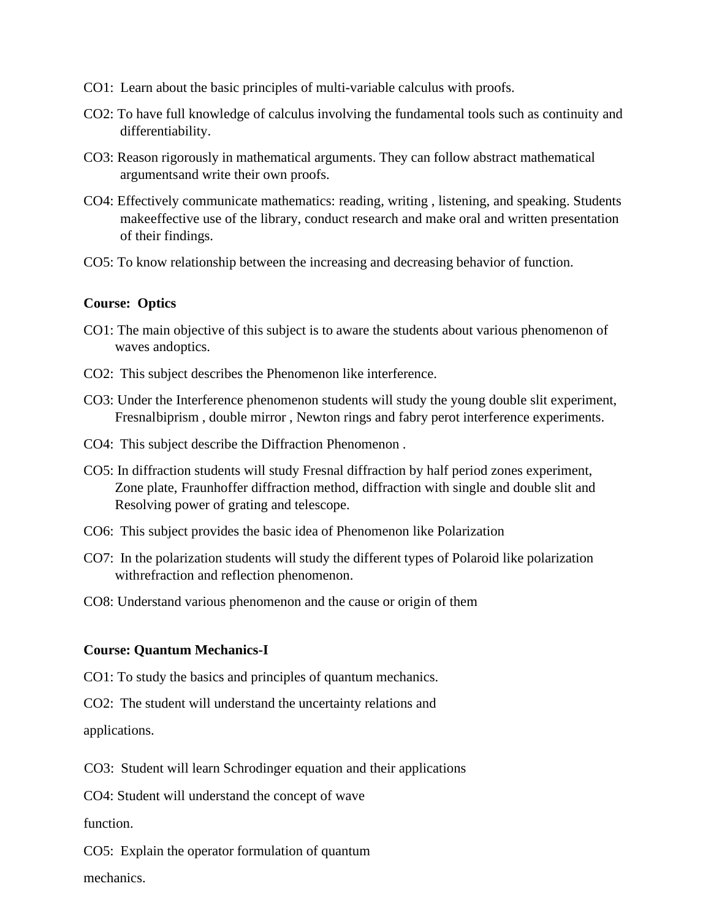CO1: Learn about the basic principles of multi-variable calculus with proofs.

CO2: To have full knowledge of calculus involving the fundamental tools such as continuity and differentiability.

CO3: Reason rigorously in mathematical arguments. They can follow abstract mathematical argumentsand write their own proofs.

CO4: Effectively communicate mathematics: reading, writing , listening, and speaking. Students makeeffective use of the library, conduct research and make oral and written presentation of their findings.

CO5: To know relationship between the increasing and decreasing behavior of function.

**Course: Optics**

CO1: The main objective of this subject is to aware the students about various phenomenon of waves andoptics.

CO2: This subject describes the Phenomenon like interference.

CO3: Under the Interference phenomenon students will study the young double slit experiment, Fresnalbiprism , double mirror , Newton rings and fabry perot interference experiments.

CO4: This subject describe the Diffraction Phenomenon .

CO5: In diffraction students will study Fresnal diffraction by half period zones experiment, Zone plate, Fraunhoffer diffraction method, diffraction with single and double slit and Resolving power of grating and telescope.

CO6: This subject provides the basic idea of Phenomenon like Polarization

CO7: In the polarization students will study the different types of Polaroid like polarization withrefraction and reflection phenomenon.

CO8: Understand various phenomenon and the cause or origin of them

**Course: Quantum Mechanics-I**

CO1: To study the basics and principles of quantum mechanics.

CO2: The student will understand the uncertainty relations and applications.

CO3: Student will learn Schrodinger equation and their applications

CO4: Student will understand the concept of wave function.

CO5: Explain the operator formulation of quantum mechanics.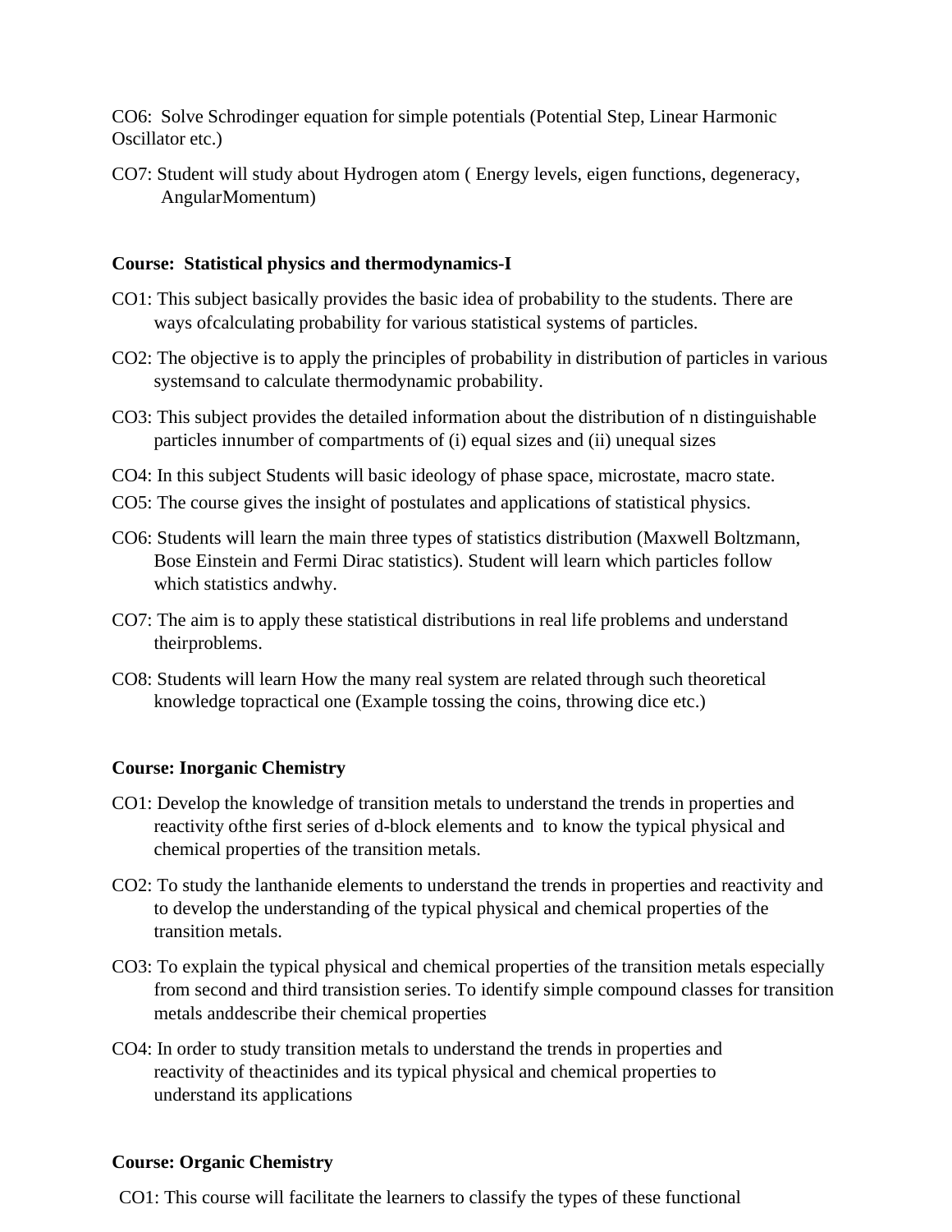CO6: Solve Schrodinger equation for simple potentials (Potential Step, Linear Harmonic Oscillator etc.)

CO7: Student will study about Hydrogen atom ( Energy levels, eigen functions, degeneracy, AngularMomentum)

**Course: Statistical physics and thermodynamics-I**

CO1: This subject basically provides the basic idea of probability to the students. There are ways ofcalculating probability for various statistical systems of particles.

CO2: The objective is to apply the principles of probability in distribution of particles in various systemsand to calculate thermodynamic probability.

CO3: This subject provides the detailed information about the distribution of n distinguishable particles innumber of compartments of (i) equal sizes and (ii) unequal sizes

CO4: In this subject Students will basic ideology of phase space, microstate, macro state.

CO5: The course gives the insight of postulates and applications of statistical physics.

CO6: Students will learn the main three types of statistics distribution (Maxwell Boltzmann, Bose Einstein and Fermi Dirac statistics). Student will learn which particles follow which statistics andwhy.

CO7: The aim is to apply these statistical distributions in real life problems and understand theirproblems.

CO8: Students will learn How the many real system are related through such theoretical knowledge topractical one (Example tossing the coins, throwing dice etc.)

**Course: Inorganic Chemistry**

CO1: Develop the knowledge of transition metals to understand the trends in properties and reactivity ofthe first series of d-block elements and to know the typical physical and chemical properties of the transition metals.

CO2: To study the lanthanide elements to understand the trends in properties and reactivity and to develop the understanding of the typical physical and chemical properties of the transition metals.

CO3: To explain the typical physical and chemical properties of the transition metals especially from second and third transistion series. To identify simple compound classes for transition metals anddescribe their chemical properties

CO4: In order to study transition metals to understand the trends in properties and reactivity of theactinides and its typical physical and chemical properties to understand its applications

**Course: Organic Chemistry**

CO1: This course will facilitate the learners to classify the types of these functional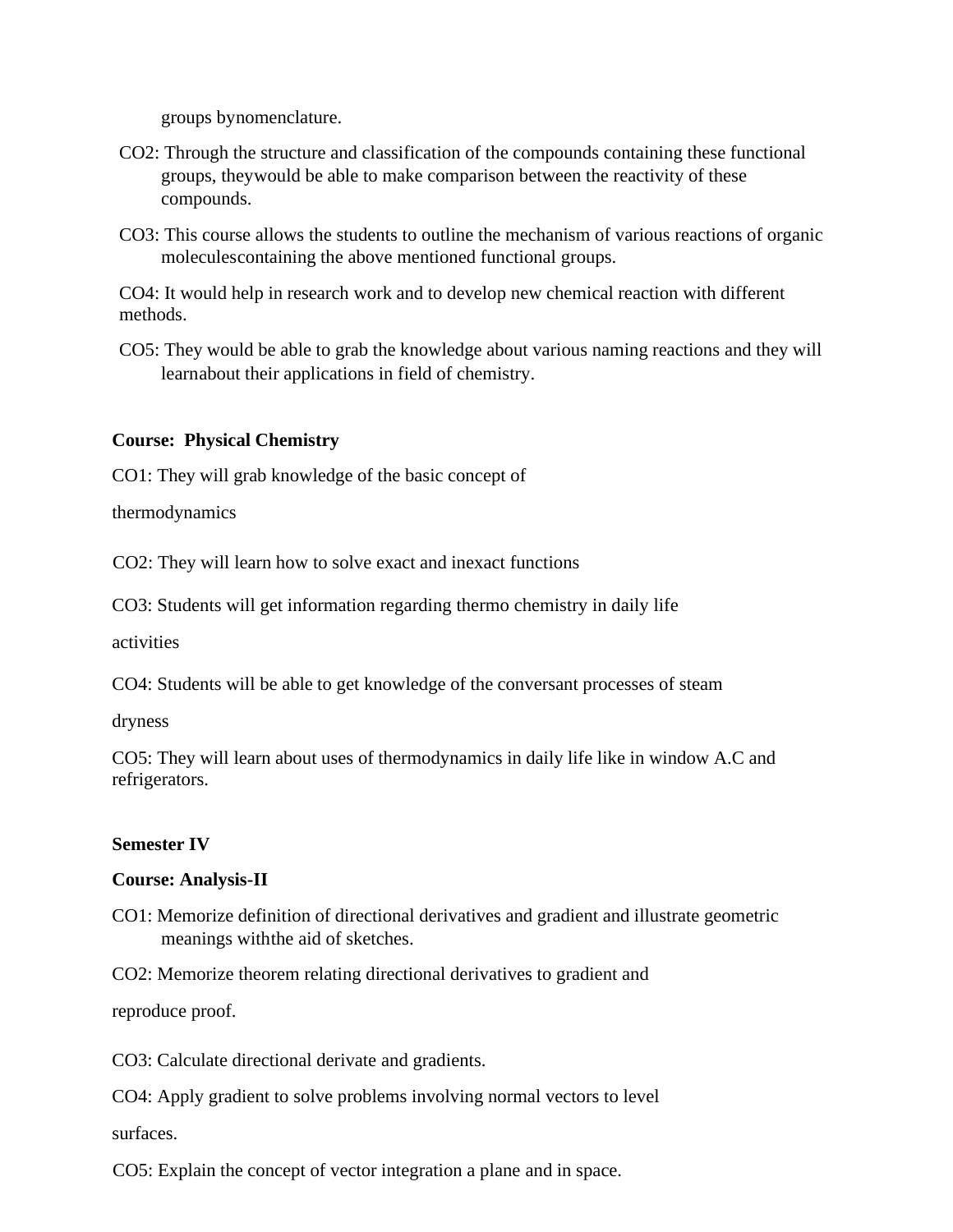groups bynomenclature.

CO2: Through the structure and classification of the compounds containing these functional groups, theywould be able to make comparison between the reactivity of these compounds.

CO3: This course allows the students to outline the mechanism of various reactions of organic moleculescontaining the above mentioned functional groups.

CO4: It would help in research work and to develop new chemical reaction with different methods.

CO5: They would be able to grab the knowledge about various naming reactions and they will learnabout their applications in field of chemistry.

**Course: Physical Chemistry**

CO1: They will grab knowledge of the basic concept of thermodynamics

CO2: They will learn how to solve exact and inexact functions

CO3: Students will get information regarding thermo chemistry in daily life activities

CO4: Students will be able to get knowledge of the conversant processes of steam dryness

CO5: They will learn about uses of thermodynamics in daily life like in window A.C and refrigerators.

**Semester IV**

**Course: Analysis-II**

CO1: Memorize definition of directional derivatives and gradient and illustrate geometric meanings withthe aid of sketches.

CO2: Memorize theorem relating directional derivatives to gradient and reproduce proof.

CO3: Calculate directional derivate and gradients.

CO4: Apply gradient to solve problems involving normal vectors to level surfaces.

CO5: Explain the concept of vector integration a plane and in space.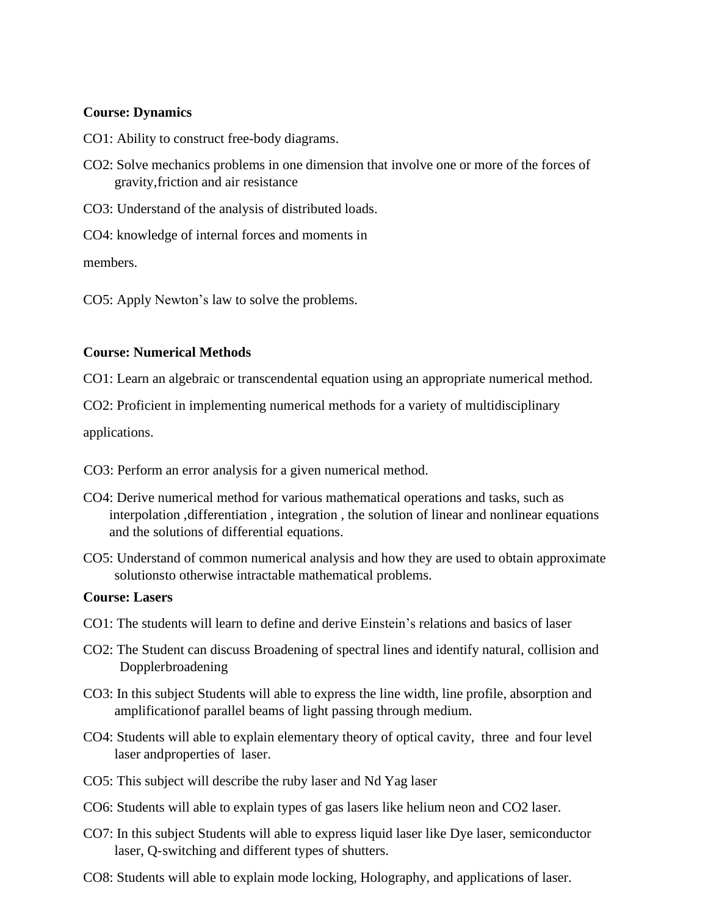**Course: Dynamics**

CO1: Ability to construct free-body diagrams.

CO2: Solve mechanics problems in one dimension that involve one or more of the forces of gravity,friction and air resistance

CO3: Understand of the analysis of distributed loads.

CO4: knowledge of internal forces and moments in

members.

CO5: Apply Newton's law to solve the problems.

**Course: Numerical Methods**

CO1: Learn an algebraic or transcendental equation using an appropriate numerical method.

CO2: Proficient in implementing numerical methods for a variety of multidisciplinary

applications.

CO3: Perform an error analysis for a given numerical method.

CO4: Derive numerical method for various mathematical operations and tasks, such as interpolation ,differentiation , integration , the solution of linear and nonlinear equations and the solutions of differential equations.

CO5: Understand of common numerical analysis and how they are used to obtain approximate solutionsto otherwise intractable mathematical problems.

**Course: Lasers**

CO1: The students will learn to define and derive Einstein's relations and basics of laser

CO2: The Student can discuss Broadening of spectral lines and identify natural, collision and Dopplerbroadening

CO3: In this subject Students will able to express the line width, line profile, absorption and amplificationof parallel beams of light passing through medium.

CO4: Students will able to explain elementary theory of optical cavity, three and four level laser andproperties of laser.

CO5: This subject will describe the ruby laser and Nd Yag laser

CO6: Students will able to explain types of gas lasers like helium neon and $CO_2$ laser.

CO7: In this subject Students will able to express liquid laser like Dye laser, semiconductor laser, Q-switching and different types of shutters.

CO8: Students will able to explain mode locking, Holography, and applications of laser.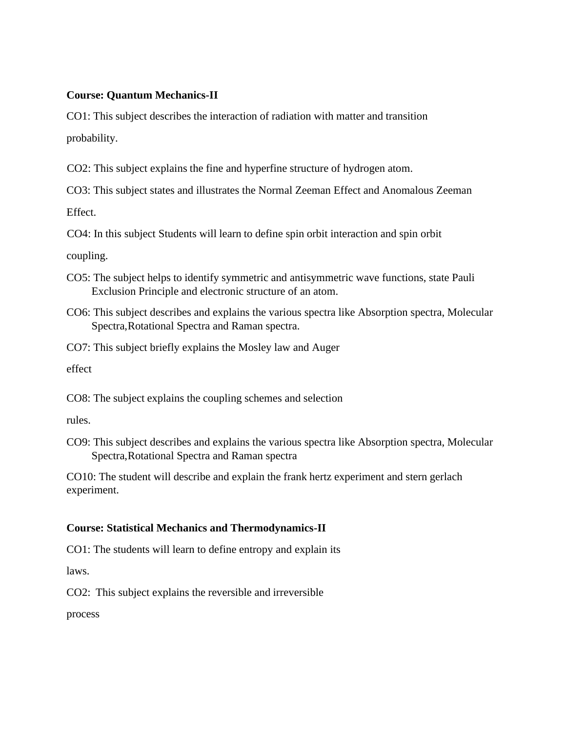**Course: Quantum Mechanics-II**

CO1: This subject describes the interaction of radiation with matter and transition probability.

CO2: This subject explains the fine and hyperfine structure of hydrogen atom.

CO3: This subject states and illustrates the Normal Zeeman Effect and Anomalous Zeeman Effect.

CO4: In this subject Students will learn to define spin orbit interaction and spin orbit coupling.

CO5: The subject helps to identify symmetric and antisymmetric wave functions, state Pauli Exclusion Principle and electronic structure of an atom.

CO6: This subject describes and explains the various spectra like Absorption spectra, Molecular Spectra,Rotational Spectra and Raman spectra.

CO7: This subject briefly explains the Mosley law and Auger effect

CO8: The subject explains the coupling schemes and selection rules.

CO9: This subject describes and explains the various spectra like Absorption spectra, Molecular Spectra,Rotational Spectra and Raman spectra

CO10: The student will describe and explain the frank hertz experiment and stern gerlach experiment.

**Course: Statistical Mechanics and Thermodynamics-II**

CO1: The students will learn to define entropy and explain its laws.

CO2: This subject explains the reversible and irreversible process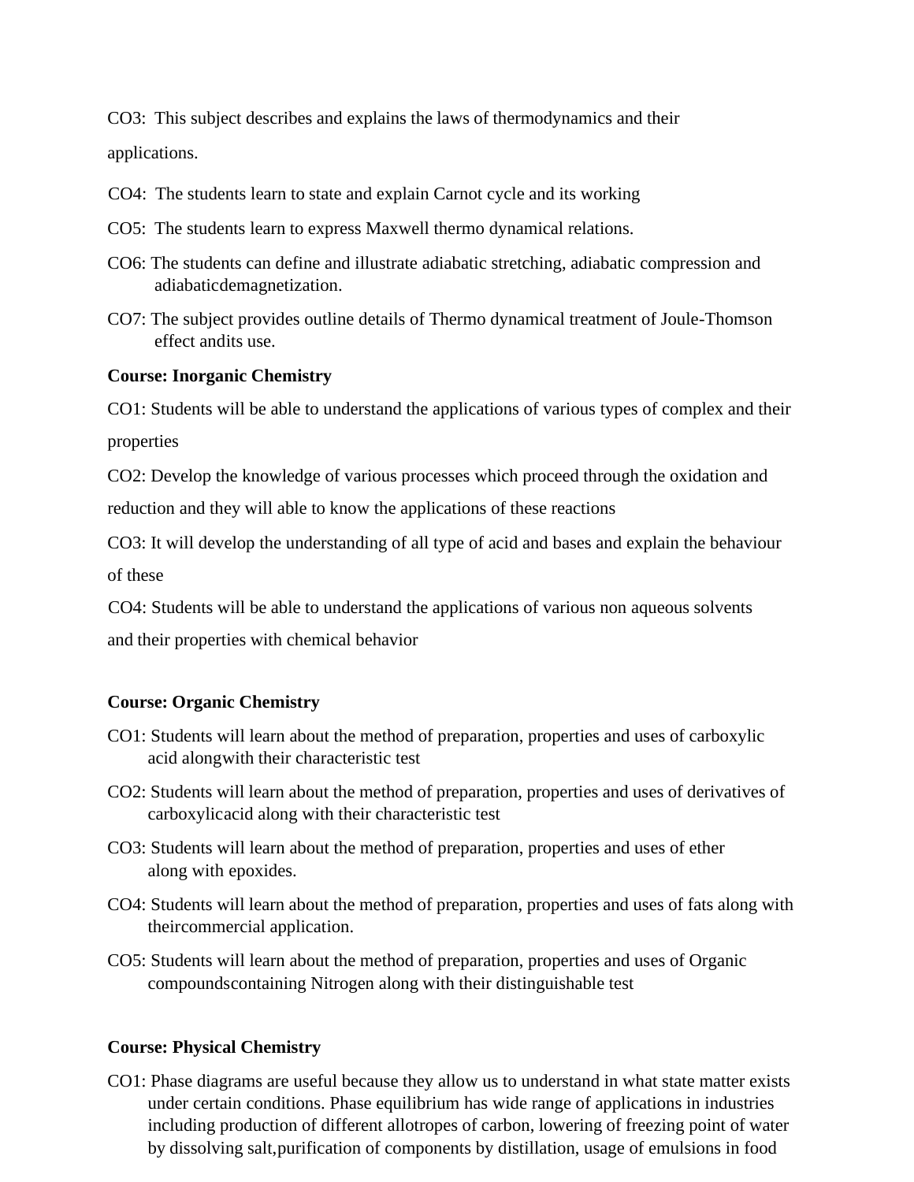CO3: This subject describes and explains the laws of thermodynamics and their applications.

CO4: The students learn to state and explain Carnot cycle and its working

CO5: The students learn to express Maxwell thermo dynamical relations.

CO6: The students can define and illustrate adiabatic stretching, adiabatic compression and adiabaticdemagnetization.

CO7: The subject provides outline details of Thermo dynamical treatment of Joule-Thomson effect andits use.

**Course: Inorganic Chemistry**

CO1: Students will be able to understand the applications of various types of complex and their properties

CO2: Develop the knowledge of various processes which proceed through the oxidation and reduction and they will able to know the applications of these reactions

CO3: It will develop the understanding of all type of acid and bases and explain the behaviour of these

CO4: Students will be able to understand the applications of various non aqueous solvents and their properties with chemical behavior

**Course: Organic Chemistry**

CO1: Students will learn about the method of preparation, properties and uses of carboxylic acid alongwith their characteristic test

CO2: Students will learn about the method of preparation, properties and uses of derivatives of carboxylicacid along with their characteristic test

CO3: Students will learn about the method of preparation, properties and uses of ether along with epoxides.

CO4: Students will learn about the method of preparation, properties and uses of fats along with theircommercial application.

CO5: Students will learn about the method of preparation, properties and uses of Organic compoundscontaining Nitrogen along with their distinguishable test

**Course: Physical Chemistry**

CO1: Phase diagrams are useful because they allow us to understand in what state matter exists under certain conditions. Phase equilibrium has wide range of applications in industries including production of different allotropes of carbon, lowering of freezing point of water by dissolving salt,purification of components by distillation, usage of emulsions in food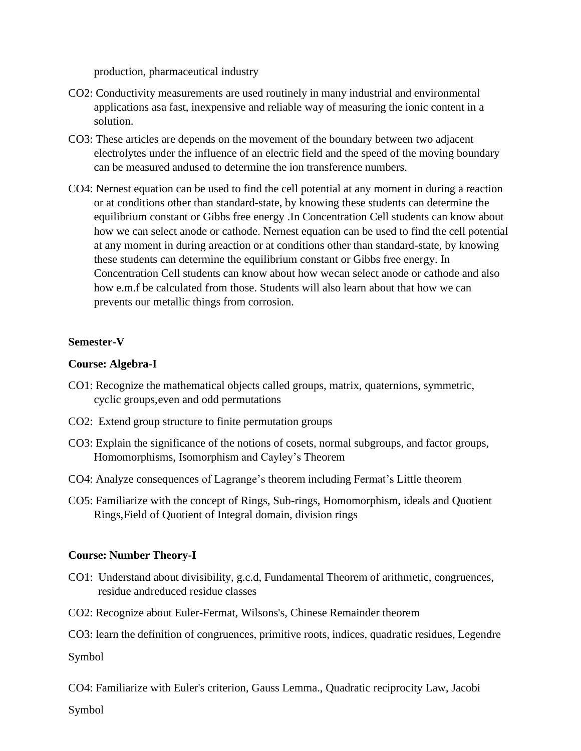production, pharmaceutical industry

CO2: Conductivity measurements are used routinely in many industrial and environmental applications asa fast, inexpensive and reliable way of measuring the ionic content in a solution.

CO3: These articles are depends on the movement of the boundary between two adjacent electrolytes under the influence of an electric field and the speed of the moving boundary can be measured andused to determine the ion transference numbers.

CO4: Nernest equation can be used to find the cell potential at any moment in during a reaction or at conditions other than standard-state, by knowing these students can determine the equilibrium constant or Gibbs free energy .In Concentration Cell students can know about how we can select anode or cathode. Nernest equation can be used to find the cell potential at any moment in during areaction or at conditions other than standard-state, by knowing these students can determine the equilibrium constant or Gibbs free energy. In Concentration Cell students can know about how wecan select anode or cathode and also how e.m.f be calculated from those. Students will also learn about that how we can prevents our metallic things from corrosion.

**Semester-V**

**Course: Algebra-I**

CO1: Recognize the mathematical objects called groups, matrix, quaternions, symmetric, cyclic groups,even and odd permutations

CO2: Extend group structure to finite permutation groups

CO3: Explain the significance of the notions of cosets, normal subgroups, and factor groups, Homomorphisms, Isomorphism and Cayley's Theorem

CO4: Analyze consequences of Lagrange's theorem including Fermat's Little theorem

CO5: Familiarize with the concept of Rings, Sub-rings, Homomorphism, ideals and Quotient Rings,Field of Quotient of Integral domain, division rings

**Course: Number Theory-I**

CO1: Understand about divisibility, g.c.d, Fundamental Theorem of arithmetic, congruences, residue andreduced residue classes

CO2: Recognize about Euler-Fermat, Wilsons's, Chinese Remainder theorem

CO3: learn the definition of congruences, primitive roots, indices, quadratic residues, Legendre Symbol

CO4: Familiarize with Euler's criterion, Gauss Lemma., Quadratic reciprocity Law, Jacobi Symbol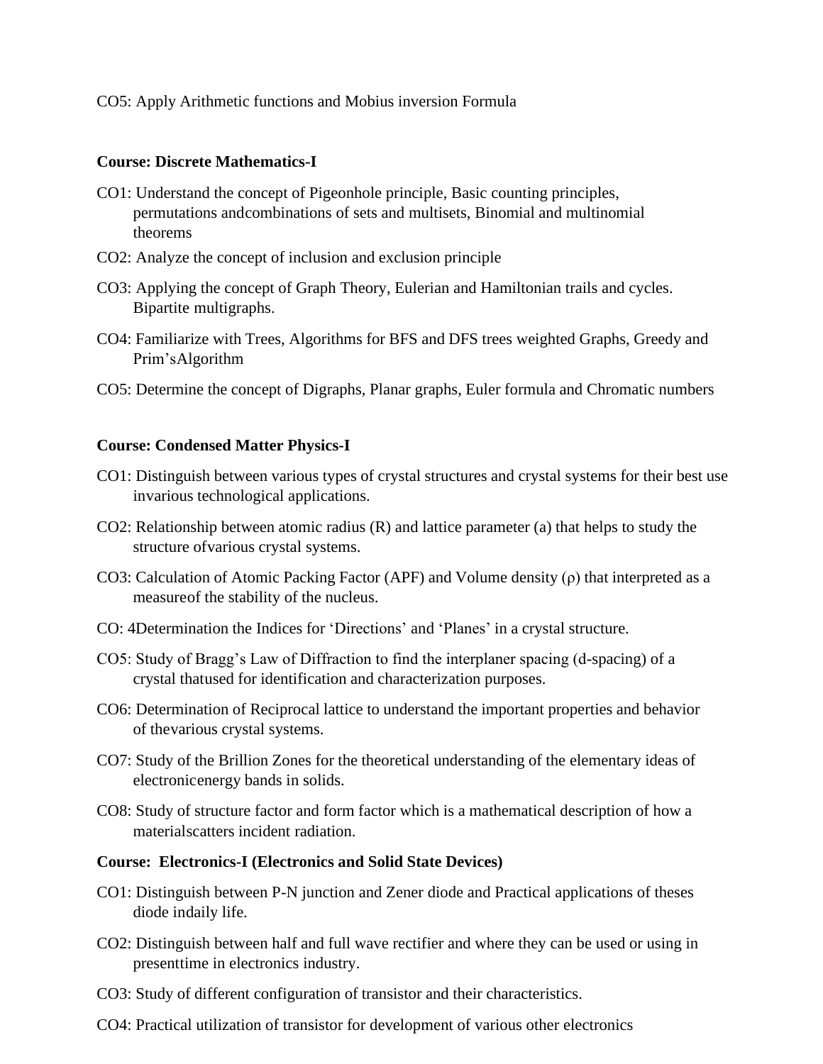CO5: Apply Arithmetic functions and Mobius inversion Formula

**Course: Discrete Mathematics-I**

CO1: Understand the concept of Pigeonhole principle, Basic counting principles, permutations andcombinations of sets and multisets, Binomial and multinomial theorems

CO2: Analyze the concept of inclusion and exclusion principle

CO3: Applying the concept of Graph Theory, Eulerian and Hamiltonian trails and cycles. Bipartite multigraphs.

CO4: Familiarize with Trees, Algorithms for BFS and DFS trees weighted Graphs, Greedy and Prim'sAlgorithm

CO5: Determine the concept of Digraphs, Planar graphs, Euler formula and Chromatic numbers

**Course: Condensed Matter Physics-I**

CO1: Distinguish between various types of crystal structures and crystal systems for their best use invarious technological applications.

CO2: Relationship between atomic radius (R) and lattice parameter (a) that helps to study the structure ofvarious crystal systems.

CO3: Calculation of Atomic Packing Factor (APF) and Volume density (ρ) that interpreted as a measureof the stability of the nucleus.

CO: 4Determination the Indices for 'Directions' and 'Planes' in a crystal structure.

CO5: Study of Bragg's Law of Diffraction to find the interplaner spacing (d-spacing) of a crystal thatused for identification and characterization purposes.

CO6: Determination of Reciprocal lattice to understand the important properties and behavior of thevarious crystal systems.

CO7: Study of the Brillion Zones for the theoretical understanding of the elementary ideas of electronicenergy bands in solids.

CO8: Study of structure factor and form factor which is a mathematical description of how a materialscatters incident radiation.

**Course: Electronics-I (Electronics and Solid State Devices)**

CO1: Distinguish between P-N junction and Zener diode and Practical applications of theses diode indaily life.

CO2: Distinguish between half and full wave rectifier and where they can be used or using in presenttime in electronics industry.

CO3: Study of different configuration of transistor and their characteristics.

CO4: Practical utilization of transistor for development of various other electronics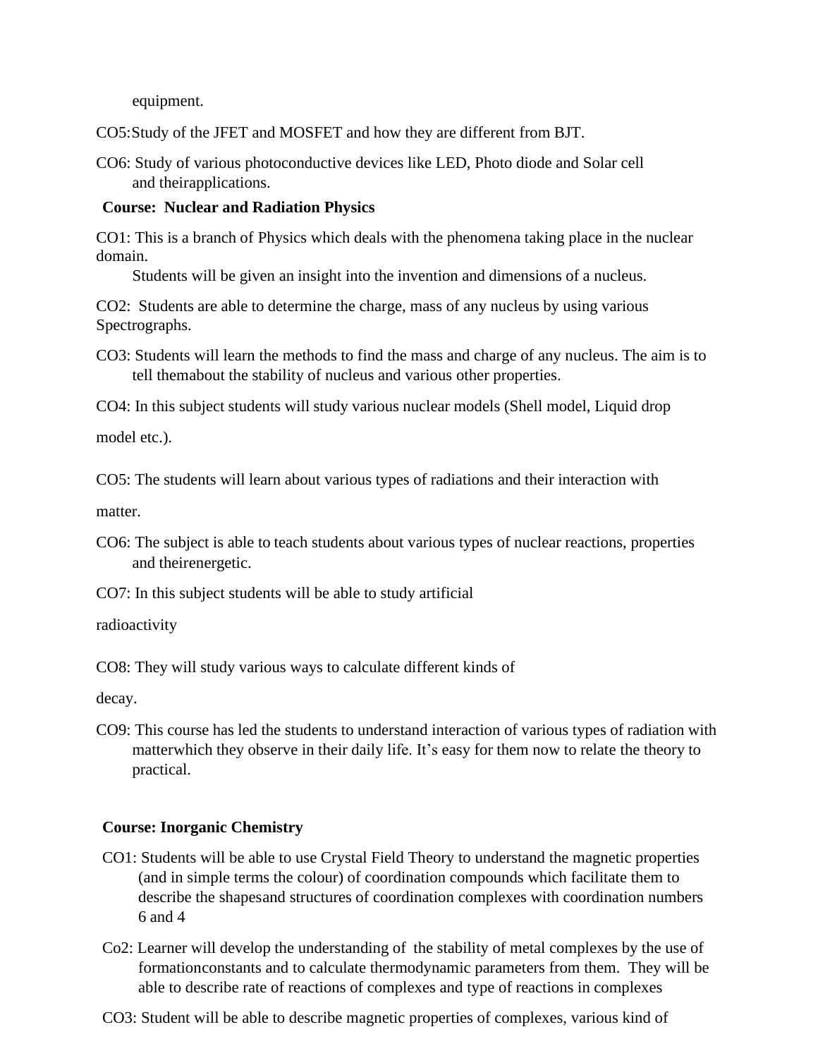equipment.

CO5: Study of the JFET and MOSFET and how they are different from BJT.

CO6: Study of various photoconductive devices like LED, Photo diode and Solar cell and theirapplications.

**Course: Nuclear and Radiation Physics**

CO1: This is a branch of Physics which deals with the phenomena taking place in the nuclear domain.
Students will be given an insight into the invention and dimensions of a nucleus.

CO2: Students are able to determine the charge, mass of any nucleus by using various Spectrographs.

CO3: Students will learn the methods to find the mass and charge of any nucleus. The aim is to tell themabout the stability of nucleus and various other properties.

CO4: In this subject students will study various nuclear models (Shell model, Liquid drop model etc.).

CO5: The students will learn about various types of radiations and their interaction with matter.

CO6: The subject is able to teach students about various types of nuclear reactions, properties and theirenergetic.

CO7: In this subject students will be able to study artificial radioactivity

CO8: They will study various ways to calculate different kinds of decay.

CO9: This course has led the students to understand interaction of various types of radiation with matterwhich they observe in their daily life. It's easy for them now to relate the theory to practical.

**Course: Inorganic Chemistry**

CO1: Students will be able to use Crystal Field Theory to understand the magnetic properties (and in simple terms the colour) of coordination compounds which facilitate them to describe the shapesand structures of coordination complexes with coordination numbers 6 and 4

Co2: Learner will develop the understanding of the stability of metal complexes by the use of formationconstants and to calculate thermodynamic parameters from them. They will be able to describe rate of reactions of complexes and type of reactions in complexes

CO3: Student will be able to describe magnetic properties of complexes, various kind of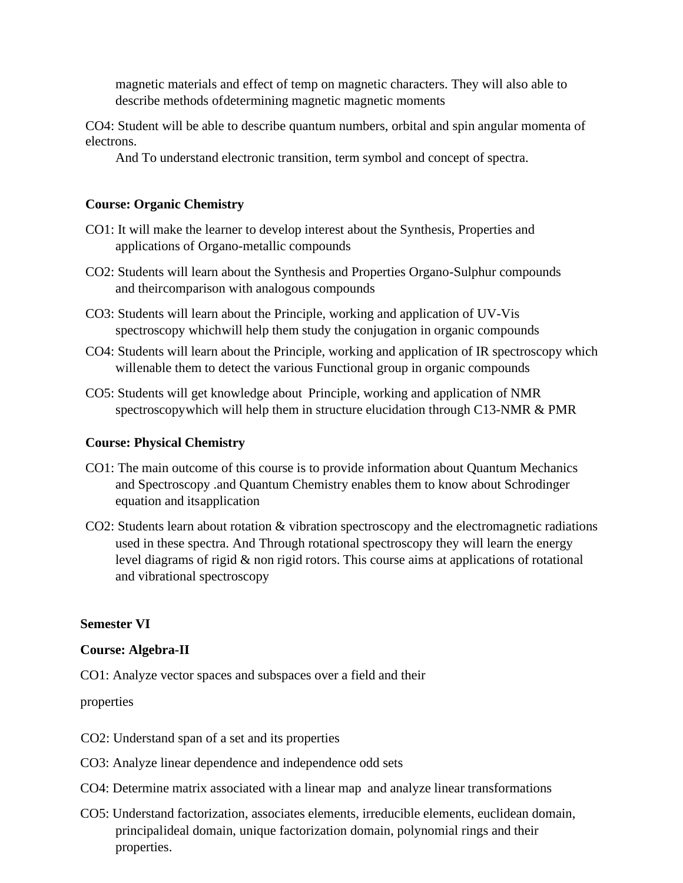magnetic materials and effect of temp on magnetic characters. They will also able to describe methods ofdetermining magnetic magnetic moments

CO4: Student will be able to describe quantum numbers, orbital and spin angular momenta of electrons.
And To understand electronic transition, term symbol and concept of spectra.

**Course: Organic Chemistry**

CO1: It will make the learner to develop interest about the Synthesis, Properties and applications of Organo-metallic compounds

CO2: Students will learn about the Synthesis and Properties Organo-Sulphur compounds and theircomparison with analogous compounds

CO3: Students will learn about the Principle, working and application of UV-Vis spectroscopy whichwill help them study the conjugation in organic compounds

CO4: Students will learn about the Principle, working and application of IR spectroscopy which willenable them to detect the various Functional group in organic compounds

CO5: Students will get knowledge about Principle, working and application of NMR spectroscopywhich will help them in structure elucidation through C13-NMR & PMR

**Course: Physical Chemistry**

CO1: The main outcome of this course is to provide information about Quantum Mechanics and Spectroscopy .and Quantum Chemistry enables them to know about Schrodinger equation and itsapplication

CO2: Students learn about rotation & vibration spectroscopy and the electromagnetic radiations used in these spectra. And Through rotational spectroscopy they will learn the energy level diagrams of rigid & non rigid rotors. This course aims at applications of rotational and vibrational spectroscopy

**Semester VI**

**Course: Algebra-II**

CO1: Analyze vector spaces and subspaces over a field and their

properties

CO2: Understand span of a set and its properties

CO3: Analyze linear dependence and independence odd sets

CO4: Determine matrix associated with a linear map and analyze linear transformations

CO5: Understand factorization, associates elements, irreducible elements, euclidean domain, principalideal domain, unique factorization domain, polynomial rings and their properties.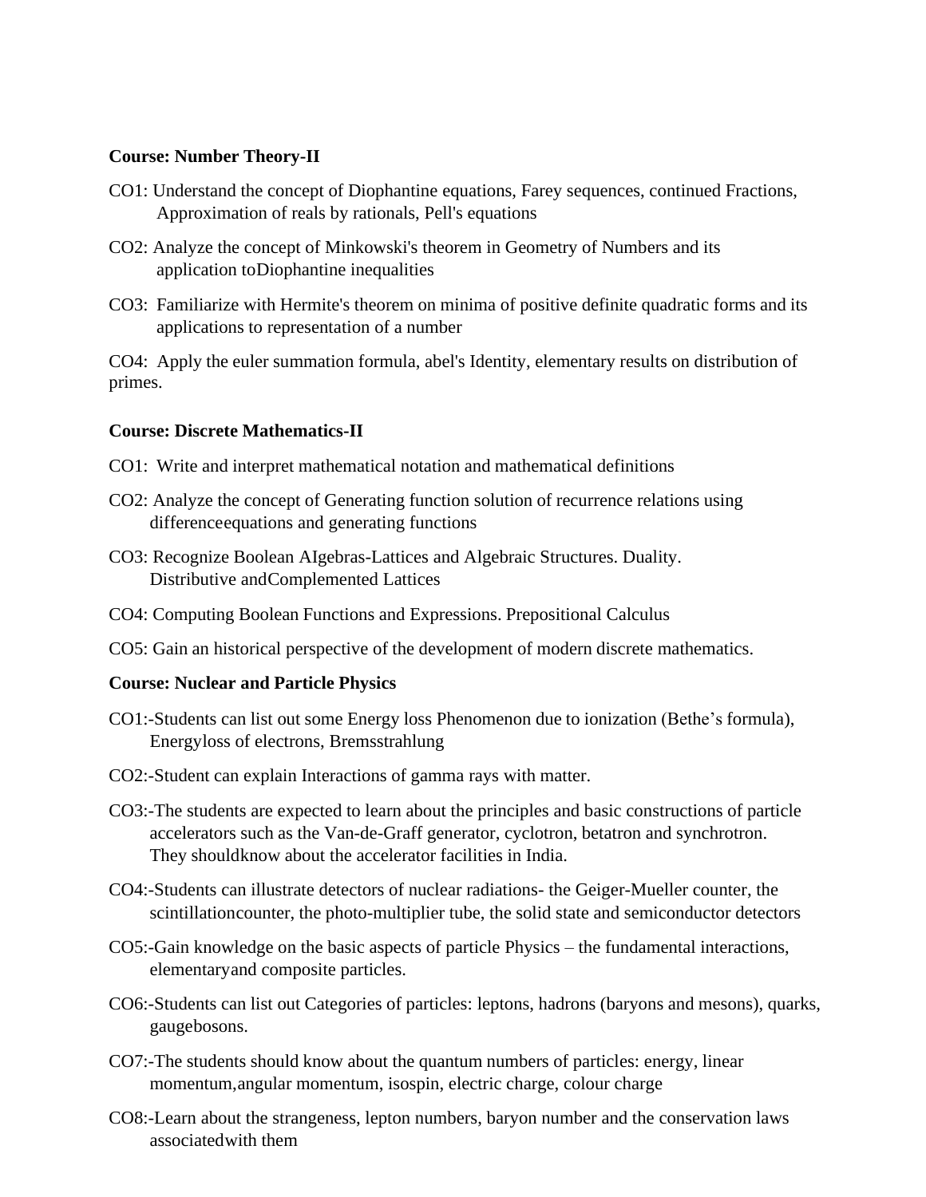**Course: Number Theory-II**

CO1: Understand the concept of Diophantine equations, Farey sequences, continued Fractions, Approximation of reals by rationals, Pell's equations

CO2: Analyze the concept of Minkowski's theorem in Geometry of Numbers and its application toDiophantine inequalities

CO3: Familiarize with Hermite's theorem on minima of positive definite quadratic forms and its applications to representation of a number

CO4: Apply the euler summation formula, abel's Identity, elementary results on distribution of primes.

**Course: Discrete Mathematics-II**

CO1: Write and interpret mathematical notation and mathematical definitions

CO2: Analyze the concept of Generating function solution of recurrence relations using differenceequations and generating functions

CO3: Recognize Boolean AIgebras-Lattices and Algebraic Structures. Duality. Distributive andComplemented Lattices

CO4: Computing Boolean Functions and Expressions. Prepositional Calculus

CO5: Gain an historical perspective of the development of modern discrete mathematics.

**Course: Nuclear and Particle Physics**

CO1:-Students can list out some Energy loss Phenomenon due to ionization (Bethe's formula), Energyloss of electrons, Bremsstrahlung

CO2:-Student can explain Interactions of gamma rays with matter.

CO3:-The students are expected to learn about the principles and basic constructions of particle accelerators such as the Van-de-Graff generator, cyclotron, betatron and synchrotron. They shouldknow about the accelerator facilities in India.

CO4:-Students can illustrate detectors of nuclear radiations- the Geiger-Mueller counter, the scintillationcounter, the photo-multiplier tube, the solid state and semiconductor detectors

CO5:-Gain knowledge on the basic aspects of particle Physics – the fundamental interactions, elementaryand composite particles.

CO6:-Students can list out Categories of particles: leptons, hadrons (baryons and mesons), quarks, gaugebosons.

CO7:-The students should know about the quantum numbers of particles: energy, linear momentum,angular momentum, isospin, electric charge, colour charge

CO8:-Learn about the strangeness, lepton numbers, baryon number and the conservation laws associatedwith them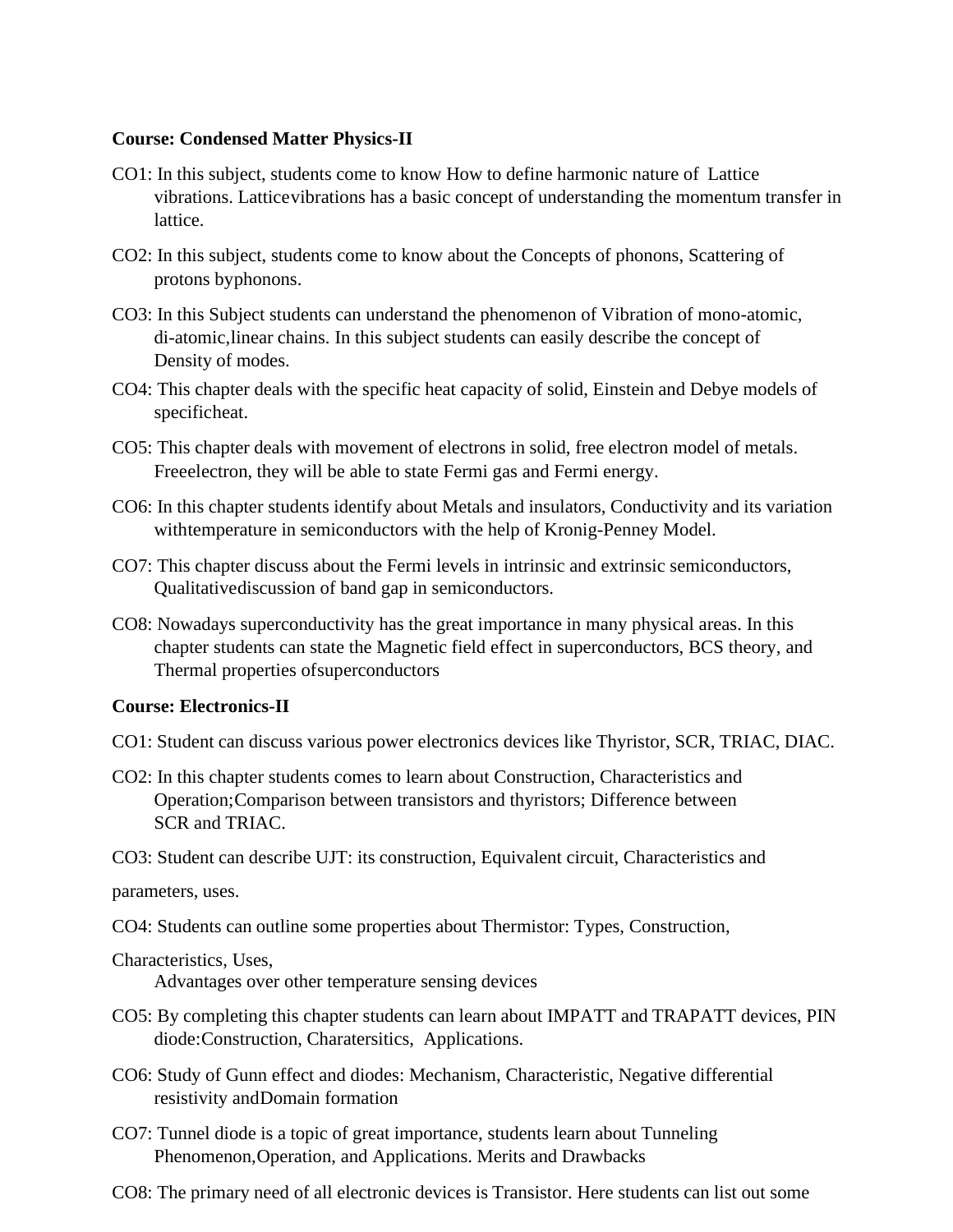**Course: Condensed Matter Physics-II**

CO1: In this subject, students come to know How to define harmonic nature of Lattice vibrations. Latticevibrations has a basic concept of understanding the momentum transfer in lattice.

CO2: In this subject, students come to know about the Concepts of phonons, Scattering of protons byphonons.

CO3: In this Subject students can understand the phenomenon of Vibration of mono-atomic, di-atomic,linear chains. In this subject students can easily describe the concept of Density of modes.

CO4: This chapter deals with the specific heat capacity of solid, Einstein and Debye models of specificheat.

CO5: This chapter deals with movement of electrons in solid, free electron model of metals. Freeelectron, they will be able to state Fermi gas and Fermi energy.

CO6: In this chapter students identify about Metals and insulators, Conductivity and its variation withtemperature in semiconductors with the help of Kronig-Penney Model.

CO7: This chapter discuss about the Fermi levels in intrinsic and extrinsic semiconductors, Qualitativediscussion of band gap in semiconductors.

CO8: Nowadays superconductivity has the great importance in many physical areas. In this chapter students can state the Magnetic field effect in superconductors, BCS theory, and Thermal properties ofsuperconductors

**Course: Electronics-II**

CO1: Student can discuss various power electronics devices like Thyristor, SCR, TRIAC, DIAC.

CO2: In this chapter students comes to learn about Construction, Characteristics and Operation;Comparison between transistors and thyristors; Difference between SCR and TRIAC.

CO3: Student can describe UJT: its construction, Equivalent circuit, Characteristics and

parameters, uses.

CO4: Students can outline some properties about Thermistor: Types, Construction,

Characteristics, Uses,
Advantages over other temperature sensing devices

CO5: By completing this chapter students can learn about IMPATT and TRAPATT devices, PIN diode:Construction, Charatersitics, Applications.

CO6: Study of Gunn effect and diodes: Mechanism, Characteristic, Negative differential resistivity andDomain formation

CO7: Tunnel diode is a topic of great importance, students learn about Tunneling Phenomenon,Operation, and Applications. Merits and Drawbacks

CO8: The primary need of all electronic devices is Transistor. Here students can list out some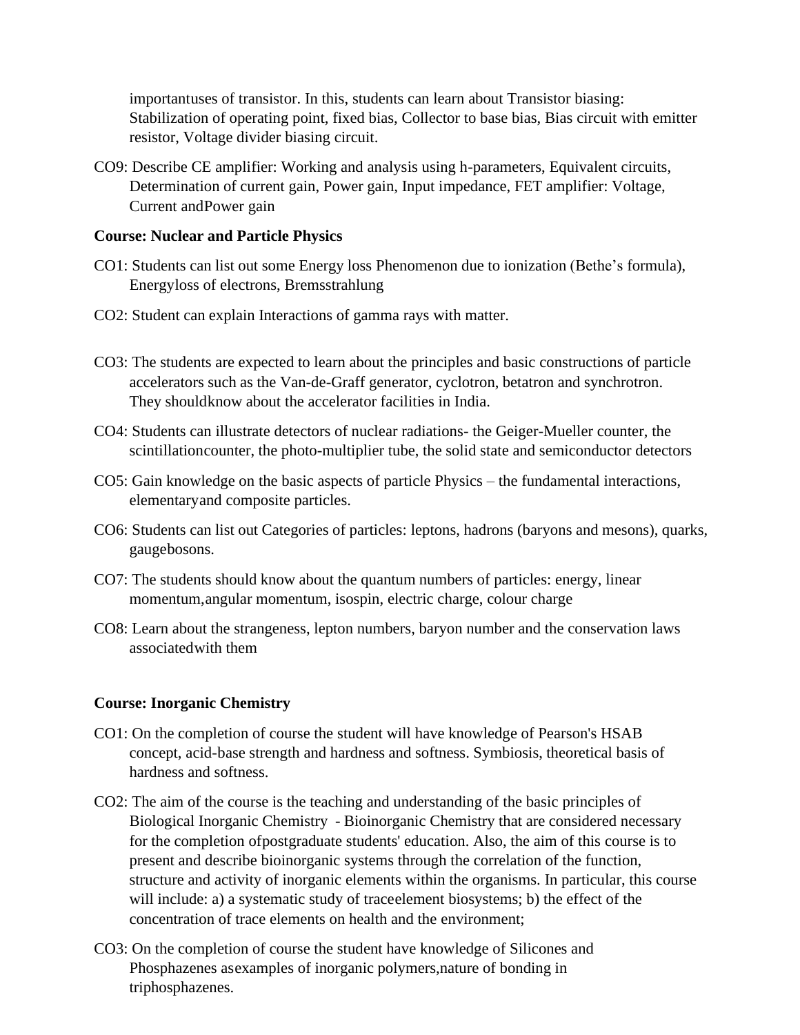importantuses of transistor. In this, students can learn about Transistor biasing: Stabilization of operating point, fixed bias, Collector to base bias, Bias circuit with emitter resistor, Voltage divider biasing circuit.

CO9: Describe CE amplifier: Working and analysis using h-parameters, Equivalent circuits, Determination of current gain, Power gain, Input impedance, FET amplifier: Voltage, Current andPower gain

**Course: Nuclear and Particle Physics**

CO1: Students can list out some Energy loss Phenomenon due to ionization (Bethe's formula), Energyloss of electrons, Bremsstrahlung

CO2: Student can explain Interactions of gamma rays with matter.

CO3: The students are expected to learn about the principles and basic constructions of particle accelerators such as the Van-de-Graff generator, cyclotron, betatron and synchrotron. They shouldknow about the accelerator facilities in India.

CO4: Students can illustrate detectors of nuclear radiations- the Geiger-Mueller counter, the scintillationcounter, the photo-multiplier tube, the solid state and semiconductor detectors

CO5: Gain knowledge on the basic aspects of particle Physics – the fundamental interactions, elementaryand composite particles.

CO6: Students can list out Categories of particles: leptons, hadrons (baryons and mesons), quarks, gaugebosons.

CO7: The students should know about the quantum numbers of particles: energy, linear momentum,angular momentum, isospin, electric charge, colour charge

CO8: Learn about the strangeness, lepton numbers, baryon number and the conservation laws associatedwith them

**Course: Inorganic Chemistry**

CO1: On the completion of course the student will have knowledge of Pearson's HSAB concept, acid-base strength and hardness and softness. Symbiosis, theoretical basis of hardness and softness.

CO2: The aim of the course is the teaching and understanding of the basic principles of Biological Inorganic Chemistry - Bioinorganic Chemistry that are considered necessary for the completion ofpostgraduate students' education. Also, the aim of this course is to present and describe bioinorganic systems through the correlation of the function, structure and activity of inorganic elements within the organisms. In particular, this course will include: a) a systematic study of traceelement biosystems; b) the effect of the concentration of trace elements on health and the environment;

CO3: On the completion of course the student have knowledge of Silicones and Phosphazenes asexamples of inorganic polymers,nature of bonding in triphosphazenes.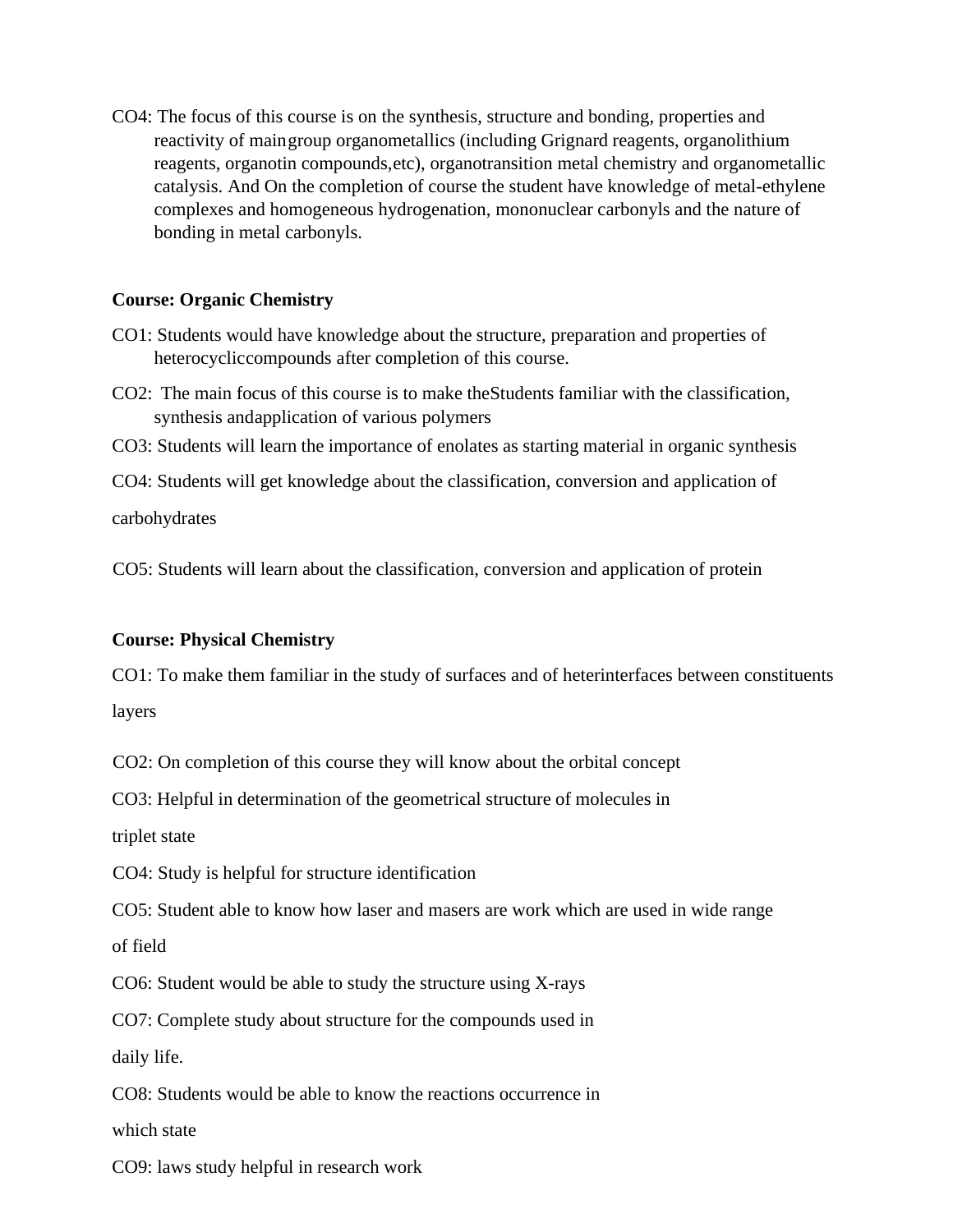CO4: The focus of this course is on the synthesis, structure and bonding, properties and reactivity of maingroup organometallics (including Grignard reagents, organolithium reagents, organotin compounds,etc), organotransition metal chemistry and organometallic catalysis. And On the completion of course the student have knowledge of metal-ethylene complexes and homogeneous hydrogenation, mononuclear carbonyls and the nature of bonding in metal carbonyls.

**Course: Organic Chemistry**

CO1: Students would have knowledge about the structure, preparation and properties of heterocycliccompounds after completion of this course.

CO2: The main focus of this course is to make theStudents familiar with the classification, synthesis andapplication of various polymers

CO3: Students will learn the importance of enolates as starting material in organic synthesis

CO4: Students will get knowledge about the classification, conversion and application of carbohydrates

CO5: Students will learn about the classification, conversion and application of protein

**Course: Physical Chemistry**

CO1: To make them familiar in the study of surfaces and of heterinterfaces between constituents layers

CO2: On completion of this course they will know about the orbital concept

CO3: Helpful in determination of the geometrical structure of molecules in triplet state

CO4: Study is helpful for structure identification

CO5: Student able to know how laser and masers are work which are used in wide range of field

CO6: Student would be able to study the structure using X-rays

CO7: Complete study about structure for the compounds used in daily life.

CO8: Students would be able to know the reactions occurrence in which state

CO9: laws study helpful in research work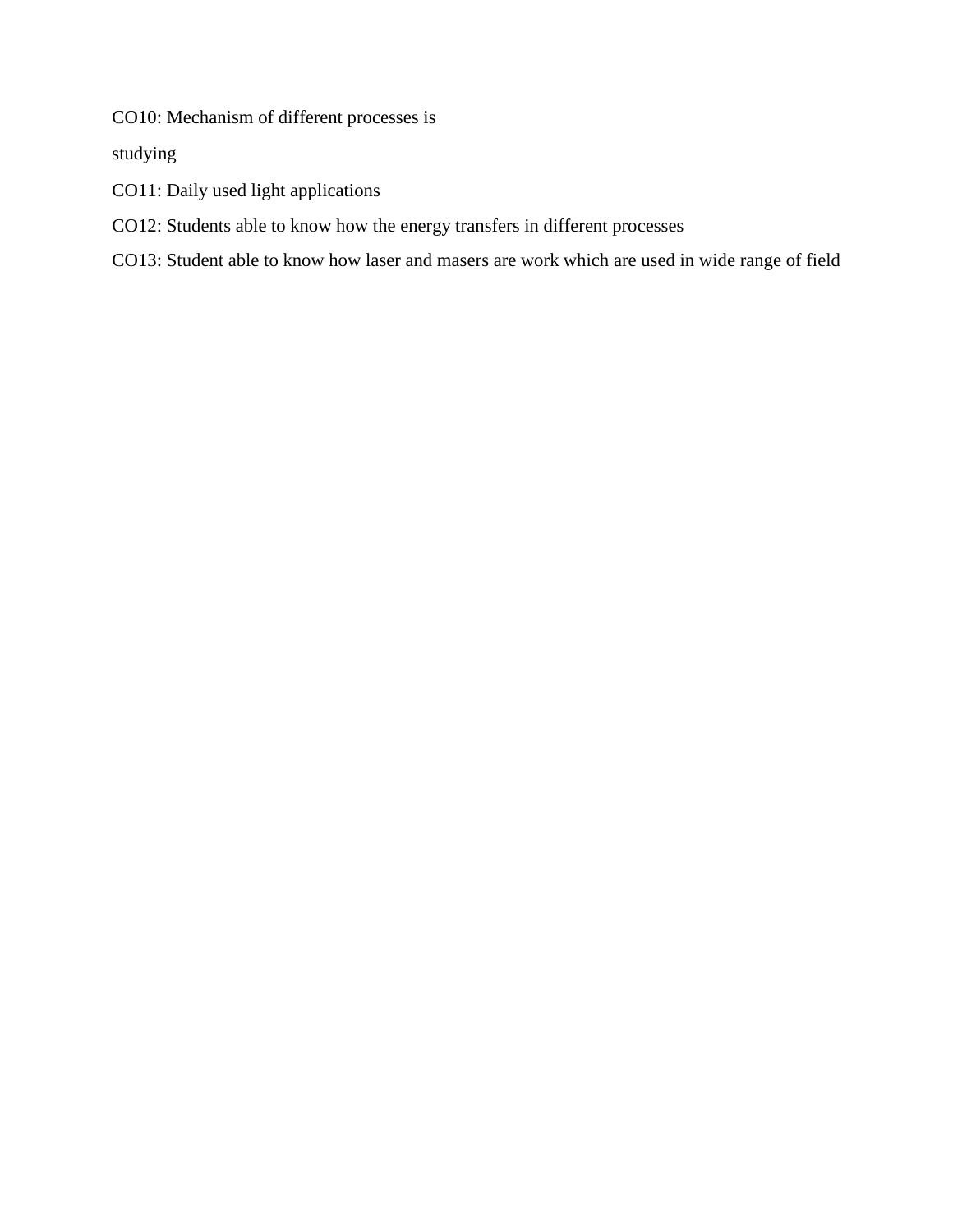CO10: Mechanism of different processes is studying

CO11: Daily used light applications

CO12: Students able to know how the energy transfers in different processes

CO13: Student able to know how laser and masers are work which are used in wide range of field